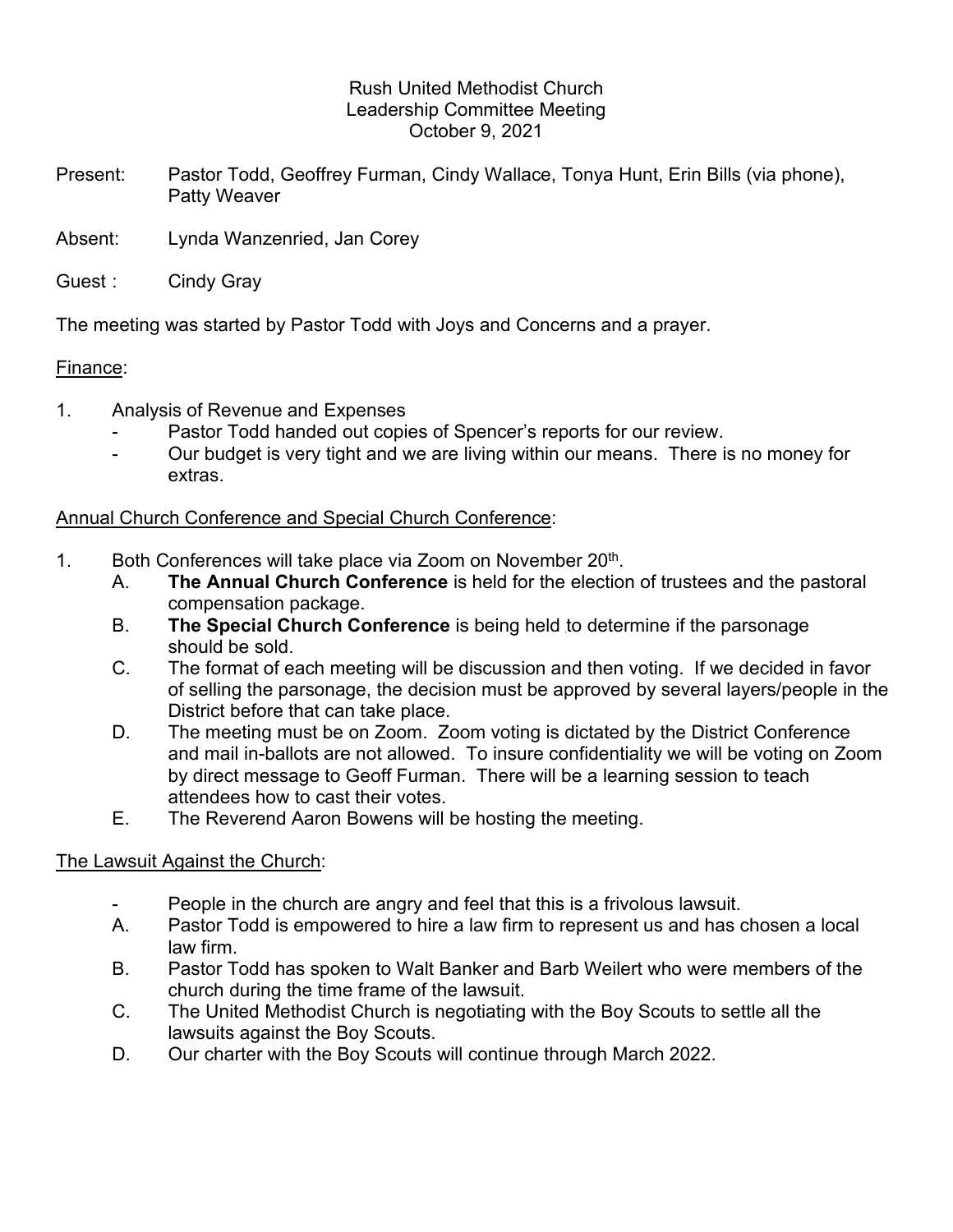Rush United Methodist Church
Leadership Committee Meeting
October 9, 2021

Present: Pastor Todd, Geoffrey Furman, Cindy Wallace, Tonya Hunt, Erin Bills (via phone), Patty Weaver

Absent: Lynda Wanzenried, Jan Corey

Guest : Cindy Gray

The meeting was started by Pastor Todd with Joys and Concerns and a prayer.

Finance:

1. Analysis of Revenue and Expenses
   - Pastor Todd handed out copies of Spencer's reports for our review.
   - Our budget is very tight and we are living within our means. There is no money for extras.

Annual Church Conference and Special Church Conference:

1. Both Conferences will take place via Zoom on November 20th.
   A. **The Annual Church Conference** is held for the election of trustees and the pastoral compensation package.
   B. **The Special Church Conference** is being held to determine if the parsonage should be sold.
   C. The format of each meeting will be discussion and then voting. If we decided in favor of selling the parsonage, the decision must be approved by several layers/people in the District before that can take place.
   D. The meeting must be on Zoom. Zoom voting is dictated by the District Conference and mail in-ballots are not allowed. To insure confidentiality we will be voting on Zoom by direct message to Geoff Furman. There will be a learning session to teach attendees how to cast their votes.
   E. The Reverend Aaron Bowens will be hosting the meeting.

The Lawsuit Against the Church:

- People in the church are angry and feel that this is a frivolous lawsuit.

A. Pastor Todd is empowered to hire a law firm to represent us and has chosen a local law firm.
B. Pastor Todd has spoken to Walt Banker and Barb Weilert who were members of the church during the time frame of the lawsuit.
C. The United Methodist Church is negotiating with the Boy Scouts to settle all the lawsuits against the Boy Scouts.
D. Our charter with the Boy Scouts will continue through March 2022.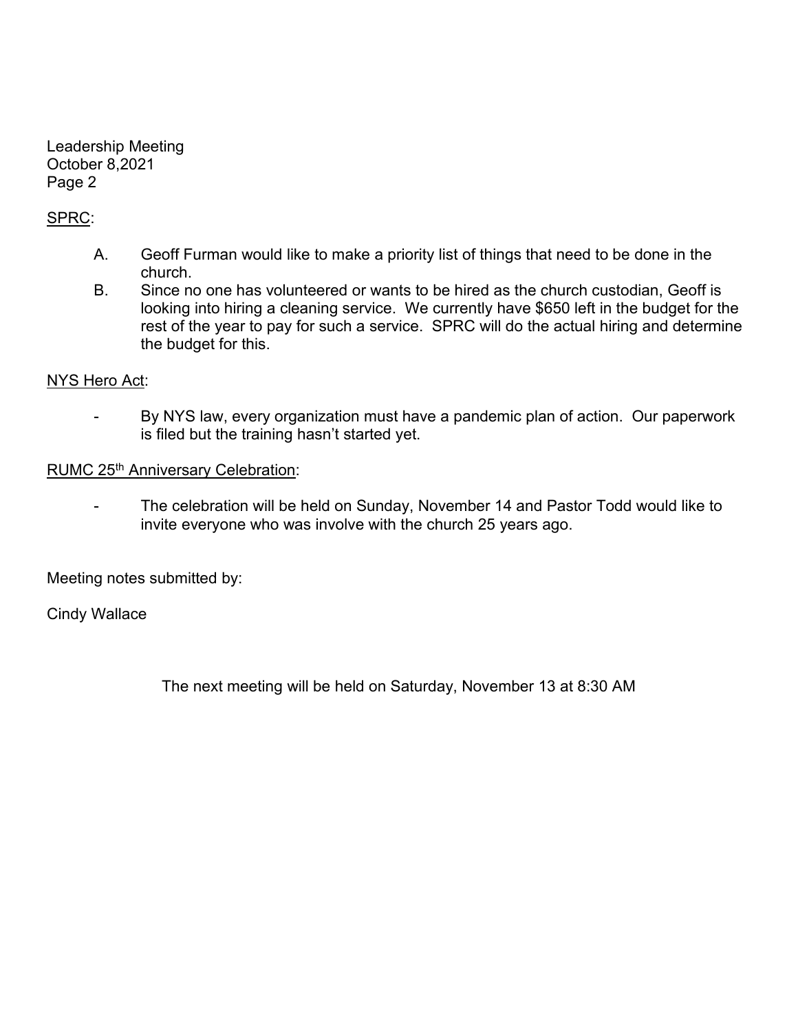Leadership Meeting
October 8,2021
Page 2

SPRC:

A. Geoff Furman would like to make a priority list of things that need to be done in the church.
B. Since no one has volunteered or wants to be hired as the church custodian, Geoff is looking into hiring a cleaning service. We currently have $650 left in the budget for the rest of the year to pay for such a service. SPRC will do the actual hiring and determine the budget for this.

NYS Hero Act:

- By NYS law, every organization must have a pandemic plan of action. Our paperwork is filed but the training hasn't started yet.

RUMC 25th Anniversary Celebration:

- The celebration will be held on Sunday, November 14 and Pastor Todd would like to invite everyone who was involve with the church 25 years ago.

Meeting notes submitted by:

Cindy Wallace

The next meeting will be held on Saturday, November 13 at 8:30 AM